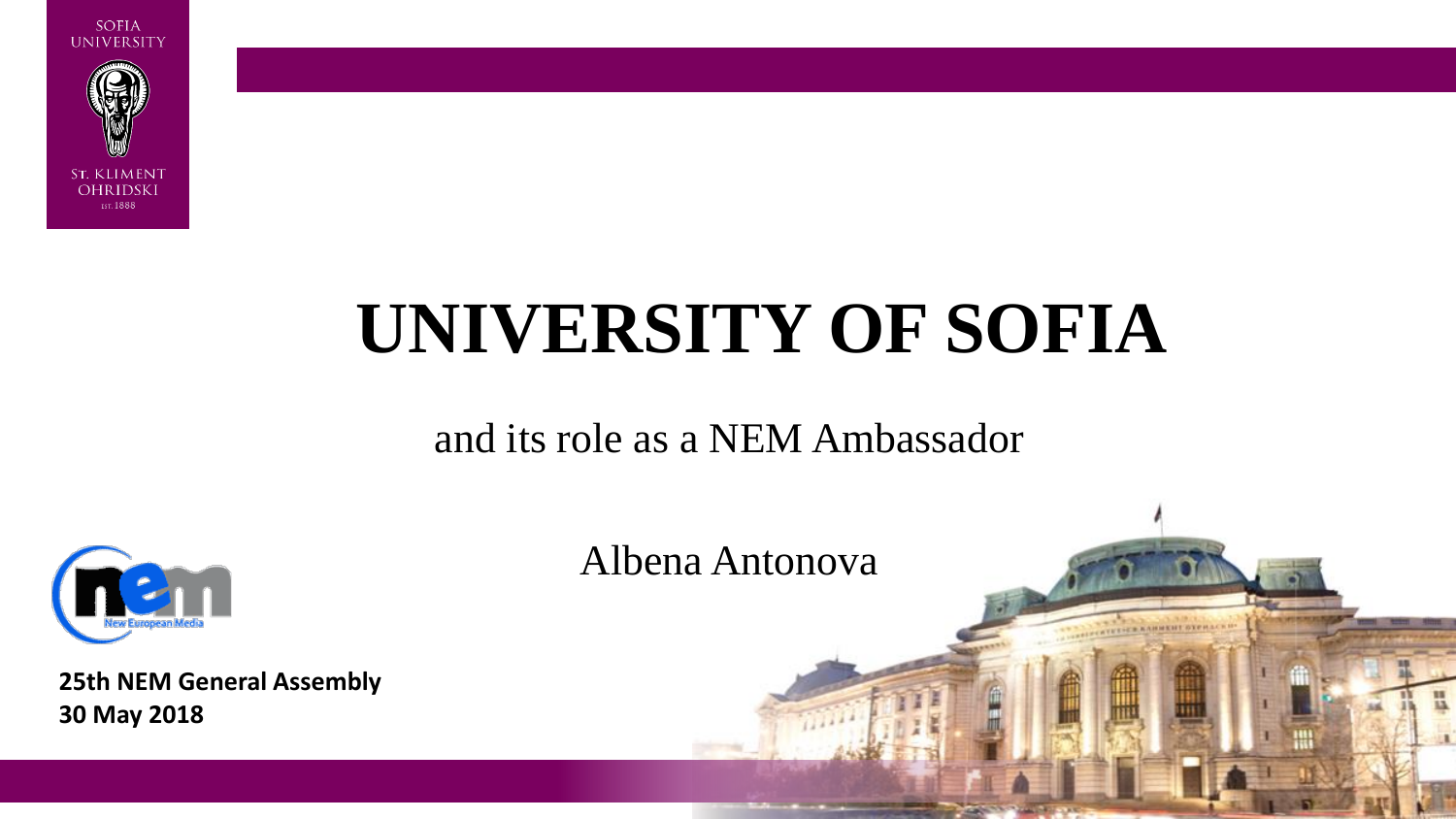# UNIVERSITY OF SOFIA

and its role as a NEM Ambassador

Albena Antonova

**25th NEM General Assembly**
**30 May 2018**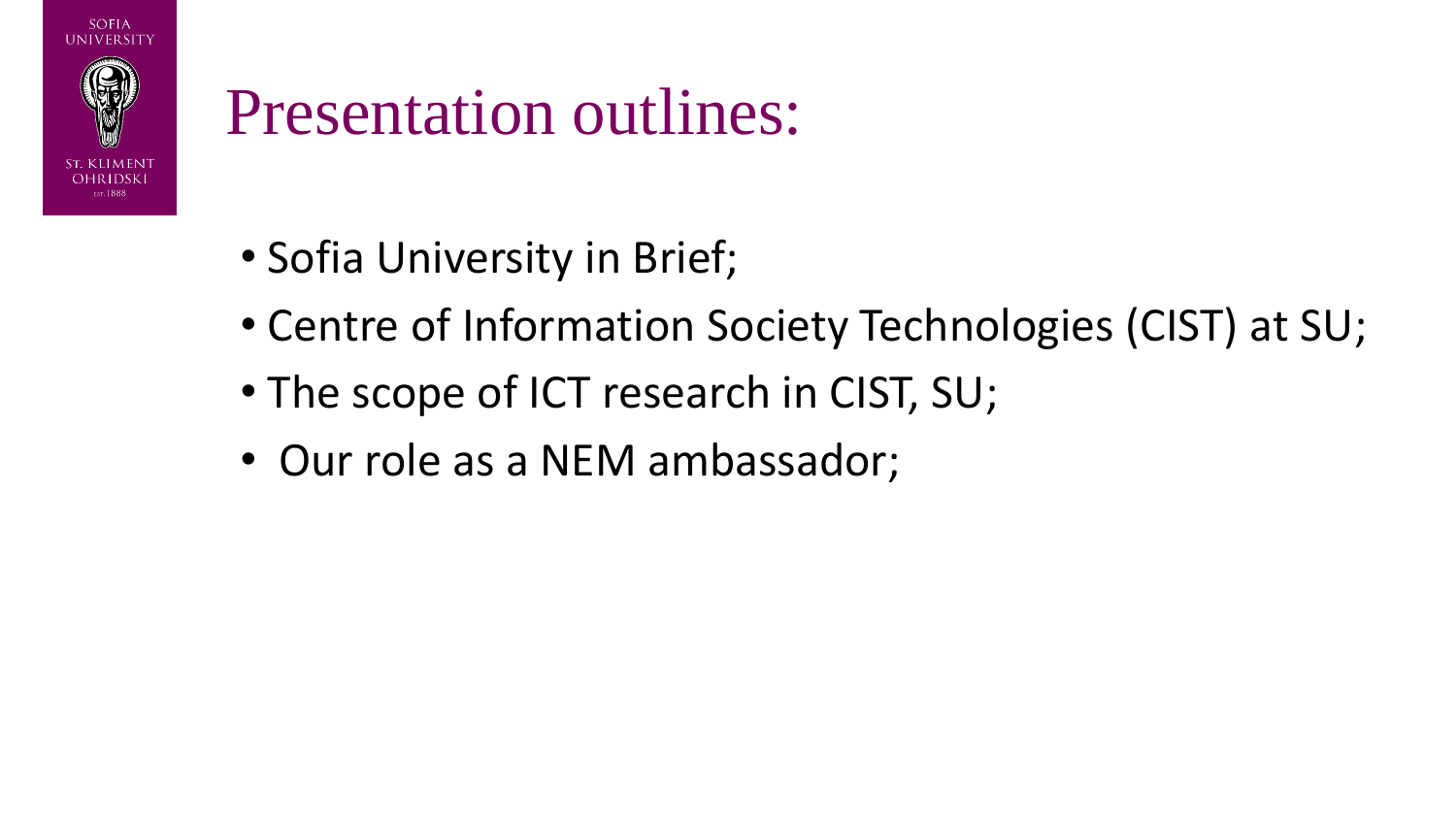# Presentation outlines:

- Sofia University in Brief;
- Centre of Information Society Technologies (CIST) at SU;
- The scope of ICT research in CIST, SU;
- Our role as a NEM ambassador;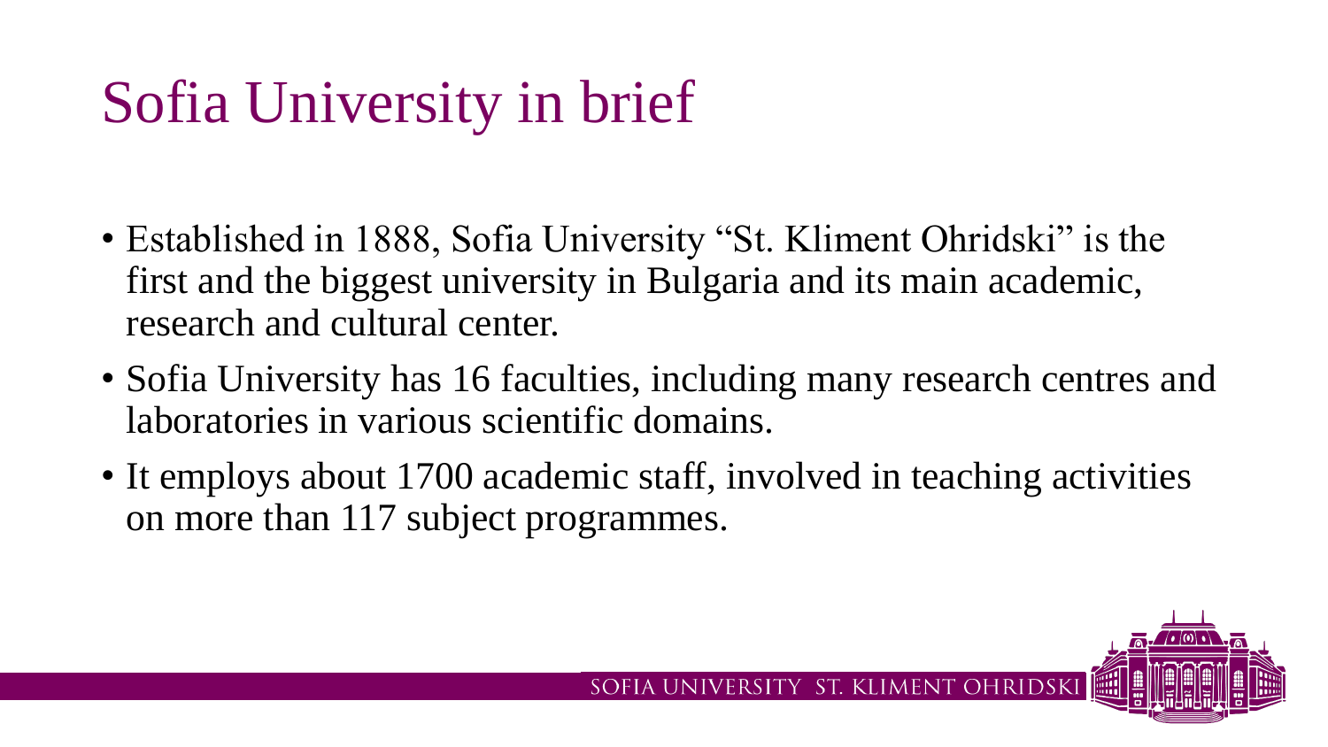# Sofia University in brief

- Established in 1888, Sofia University "St. Kliment Ohridski" is the first and the biggest university in Bulgaria and its main academic, research and cultural center.
- Sofia University has 16 faculties, including many research centres and laboratories in various scientific domains.
- It employs about 1700 academic staff, involved in teaching activities on more than 117 subject programmes.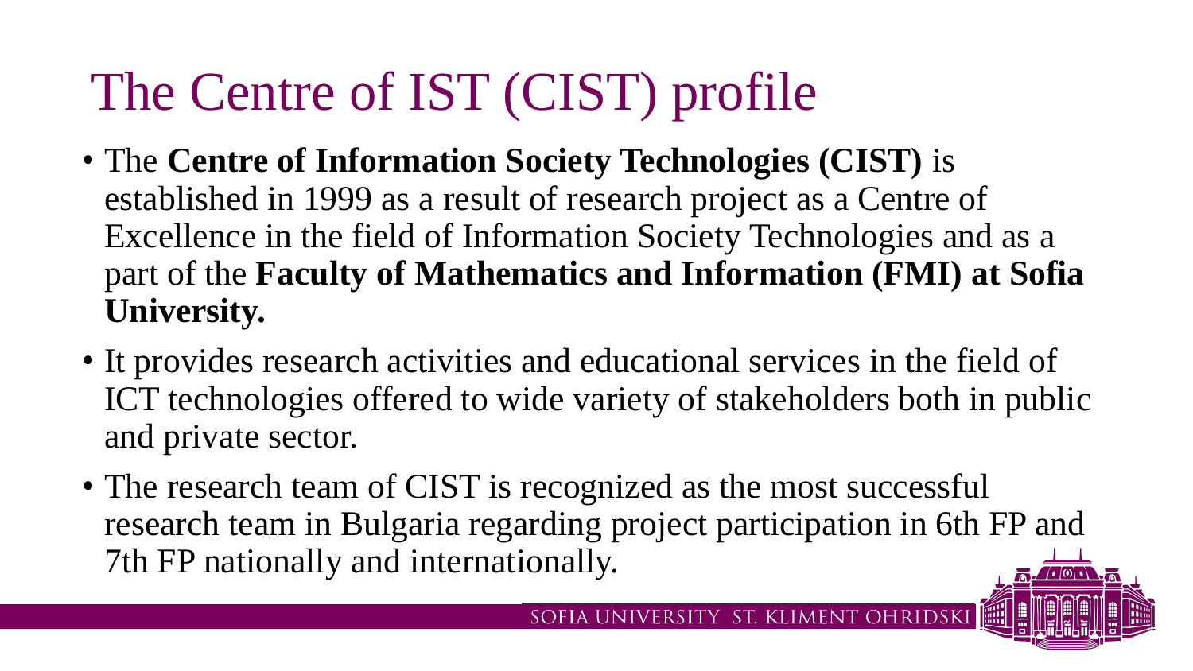# The Centre of IST (CIST) profile

- The **Centre of Information Society Technologies (CIST)** is established in 1999 as a result of research project as a Centre of Excellence in the field of Information Society Technologies and as a part of the **Faculty of Mathematics and Information (FMI) at Sofia University.**
- It provides research activities and educational services in the field of ICT technologies offered to wide variety of stakeholders both in public and private sector.
- The research team of CIST is recognized as the most successful research team in Bulgaria regarding project participation in 6th FP and 7th FP nationally and internationally.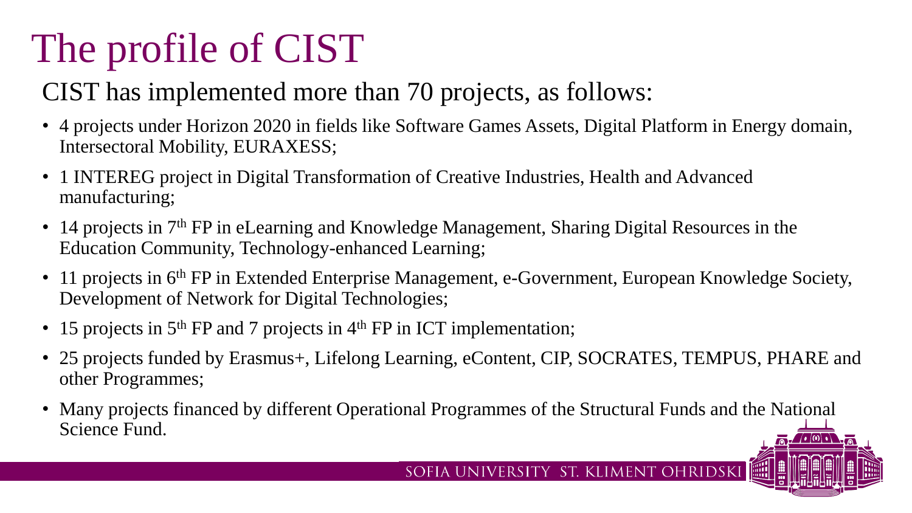# The profile of CIST

## CIST has implemented more than 70 projects, as follows:

- 4 projects under Horizon 2020 in fields like Software Games Assets, Digital Platform in Energy domain, Intersectoral Mobility, EURAXESS;
- 1 INTEREG project in Digital Transformation of Creative Industries, Health and Advanced manufacturing;
- 14 projects in 7th FP in eLearning and Knowledge Management, Sharing Digital Resources in the Education Community, Technology-enhanced Learning;
- 11 projects in 6th FP in Extended Enterprise Management, e-Government, European Knowledge Society, Development of Network for Digital Technologies;
- 15 projects in 5th FP and 7 projects in 4th FP in ICT implementation;
- 25 projects funded by Erasmus+, Lifelong Learning, eContent, CIP, SOCRATES, TEMPUS, PHARE and other Programmes;
- Many projects financed by different Operational Programmes of the Structural Funds and the National Science Fund.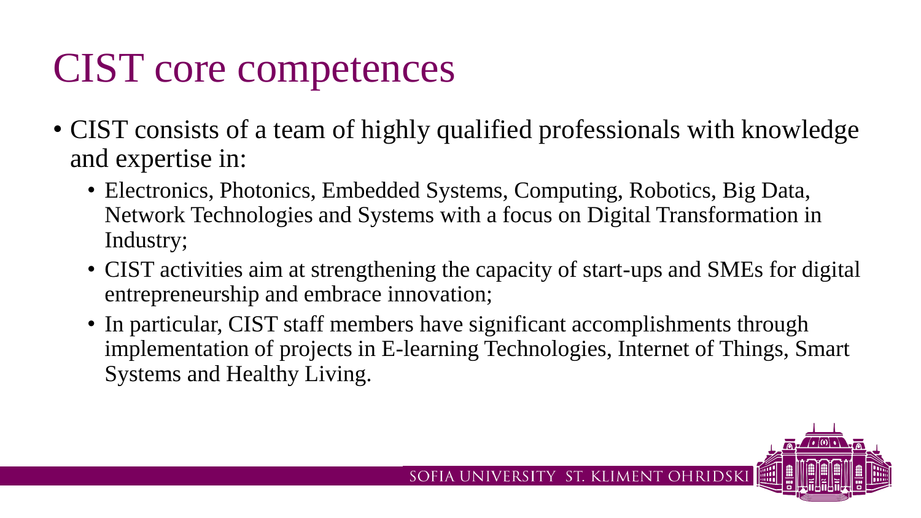# CIST core competences

- CIST consists of a team of highly qualified professionals with knowledge and expertise in:
  - Electronics, Photonics, Embedded Systems, Computing, Robotics, Big Data, Network Technologies and Systems with a focus on Digital Transformation in Industry;
  - CIST activities aim at strengthening the capacity of start-ups and SMEs for digital entrepreneurship and embrace innovation;
  - In particular, CIST staff members have significant accomplishments through implementation of projects in E-learning Technologies, Internet of Things, Smart Systems and Healthy Living.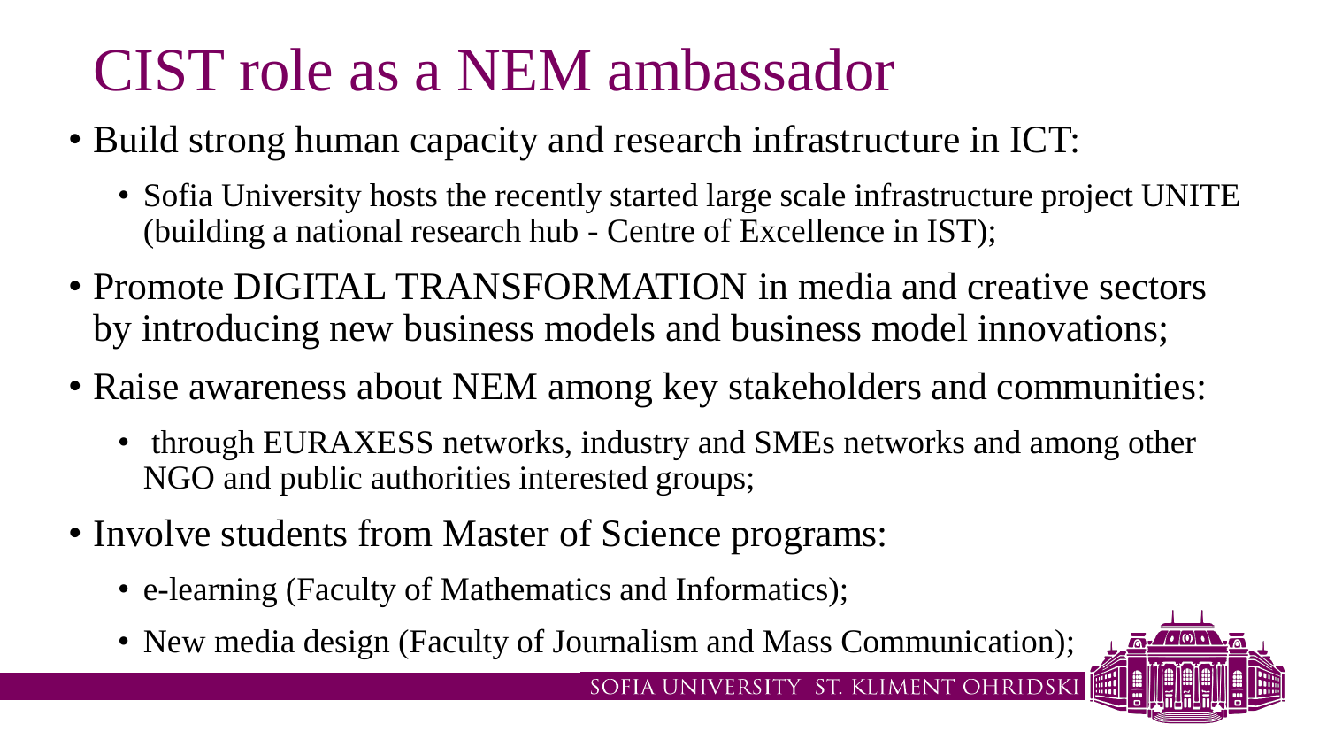# CIST role as a NEM ambassador

- Build strong human capacity and research infrastructure in ICT:
  - Sofia University hosts the recently started large scale infrastructure project UNITE (building a national research hub - Centre of Excellence in IST);
- Promote DIGITAL TRANSFORMATION in media and creative sectors by introducing new business models and business model innovations;
- Raise awareness about NEM among key stakeholders and communities:
  - through EURAXESS networks, industry and SMEs networks and among other NGO and public authorities interested groups;
- Involve students from Master of Science programs:
  - e-learning (Faculty of Mathematics and Informatics);
  - New media design (Faculty of Journalism and Mass Communication);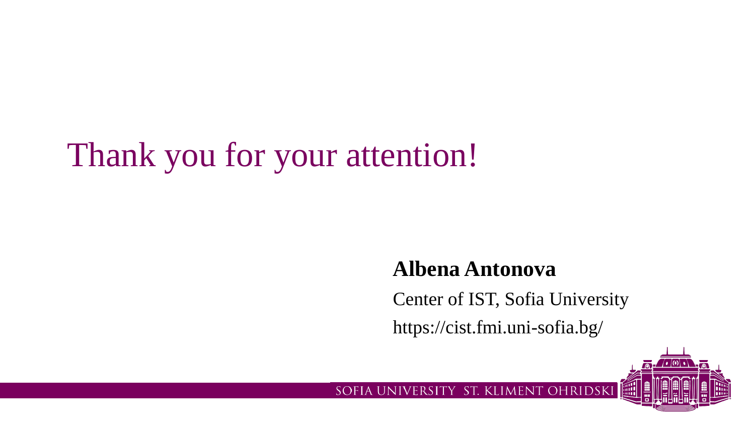# Thank you for your attention!

**Albena Antonova**

Center of IST, Sofia University

https://cist.fmi.uni-sofia.bg/